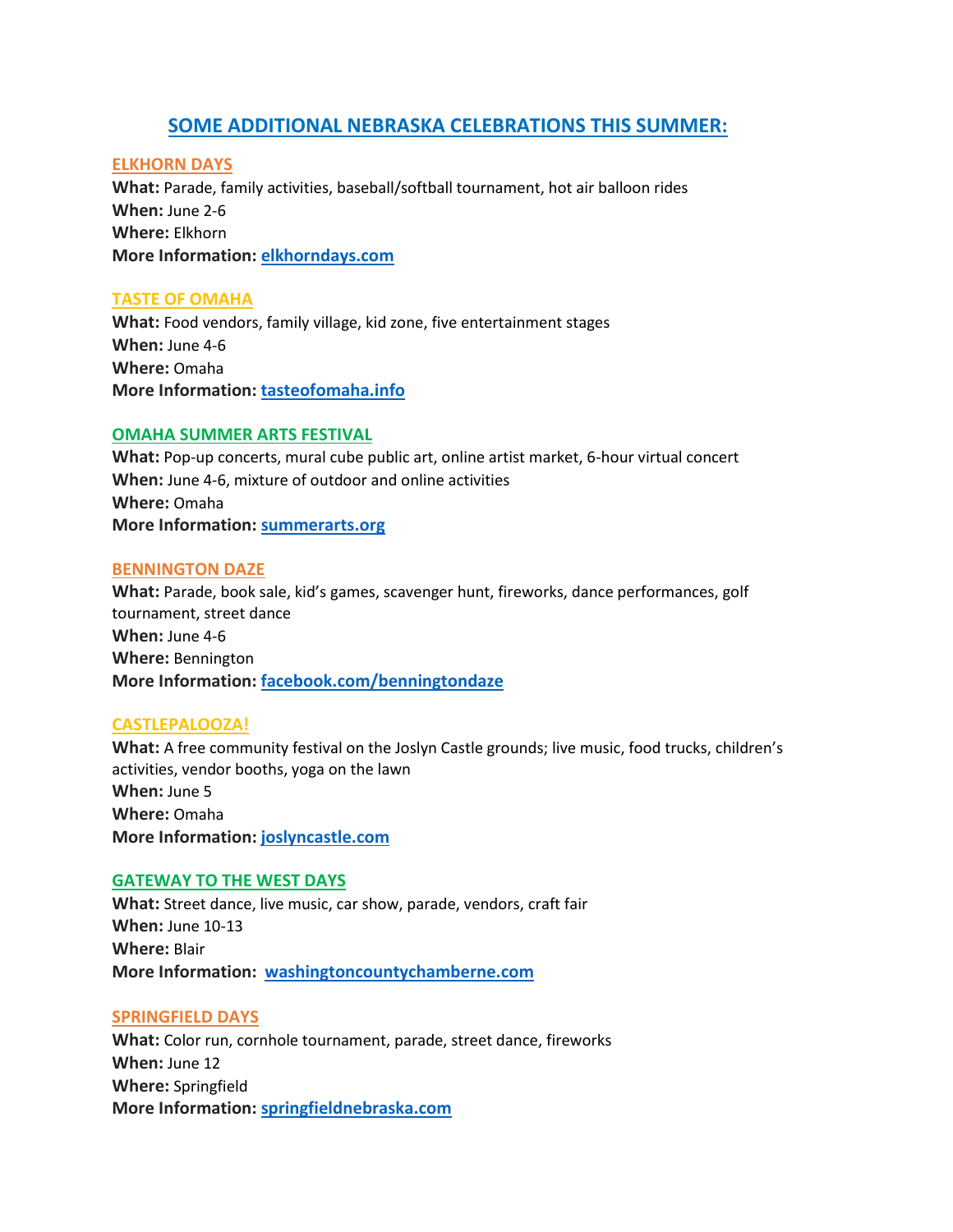# SOME ADDITIONAL NEBRASKA CELEBRATIONS THIS SUMMER:

## ELKHORN DAYS

**What:** Parade, family activities, baseball/softball tournament, hot air balloon rides
**When:** June 2-6
**Where:** Elkhorn
**More Information:** **elkhorndays.com**

## TASTE OF OMAHA

**What:** Food vendors, family village, kid zone, five entertainment stages
**When:** June 4-6
**Where:** Omaha
**More Information:** **tasteofomaha.info**

## OMAHA SUMMER ARTS FESTIVAL

**What:** Pop-up concerts, mural cube public art, online artist market, 6-hour virtual concert
**When:** June 4-6, mixture of outdoor and online activities
**Where:** Omaha
**More Information:** **summerarts.org**

## BENNINGTON DAZE

**What:** Parade, book sale, kid's games, scavenger hunt, fireworks, dance performances, golf tournament, street dance
**When:** June 4-6
**Where:** Bennington
**More Information:** **facebook.com/benningtondaze**

## CASTLEPALOOZA!

**What:** A free community festival on the Joslyn Castle grounds; live music, food trucks, children's activities, vendor booths, yoga on the lawn
**When:** June 5
**Where:** Omaha
**More Information:** **joslyncastle.com**

## GATEWAY TO THE WEST DAYS

**What:** Street dance, live music, car show, parade, vendors, craft fair
**When:** June 10-13
**Where:** Blair
**More Information:** **washingtoncountychamberne.com**

## SPRINGFIELD DAYS

**What:** Color run, cornhole tournament, parade, street dance, fireworks
**When:** June 12
**Where:** Springfield
**More Information:** **springfieldnebraska.com**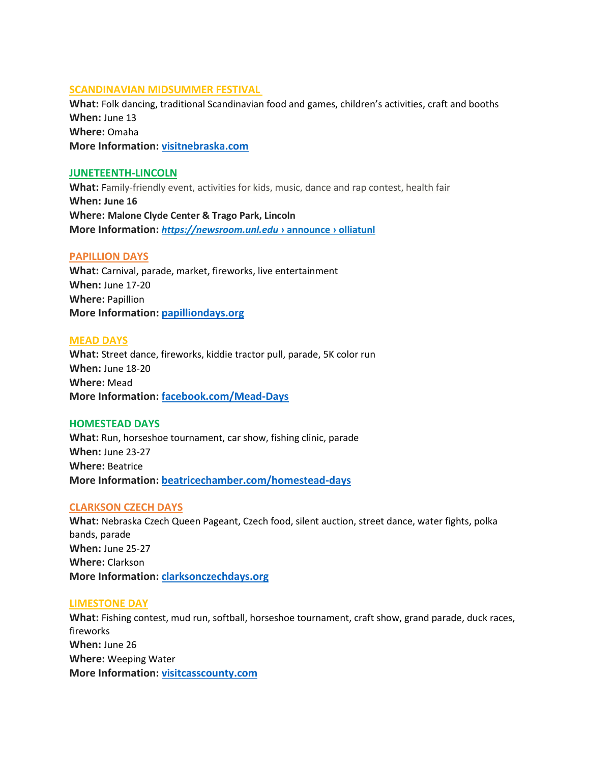## SCANDINAVIAN MIDSUMMER FESTIVAL

**What:** Folk dancing, traditional Scandinavian food and games, children's activities, craft and booths
**When:** June 13
**Where:** Omaha
**More Information:** **visitnebraska.com**

## JUNETEENTH-LINCOLN

**What:** Family-friendly event, activities for kids, music, dance and rap contest, health fair
**When: June 16**
**Where: Malone Clyde Center & Trago Park, Lincoln**
**More Information:** ***https://newsroom.unl.edu* › announce › olliatunl**

## PAPILLION DAYS

**What:** Carnival, parade, market, fireworks, live entertainment
**When:** June 17-20
**Where:** Papillion
**More Information:** **papilliondays.org**

## MEAD DAYS

**What:** Street dance, fireworks, kiddie tractor pull, parade, 5K color run
**When:** June 18-20
**Where:** Mead
**More Information:** **facebook.com/Mead-Days**

## HOMESTEAD DAYS

**What:** Run, horseshoe tournament, car show, fishing clinic, parade
**When:** June 23-27
**Where:** Beatrice
**More Information:** **beatricechamber.com/homestead-days**

## CLARKSON CZECH DAYS

**What:** Nebraska Czech Queen Pageant, Czech food, silent auction, street dance, water fights, polka bands, parade
**When:** June 25-27
**Where:** Clarkson
**More Information:** **clarksonczechdays.org**

## LIMESTONE DAY

**What:** Fishing contest, mud run, softball, horseshoe tournament, craft show, grand parade, duck races, fireworks
**When:** June 26
**Where:** Weeping Water
**More Information:** **visitcasscounty.com**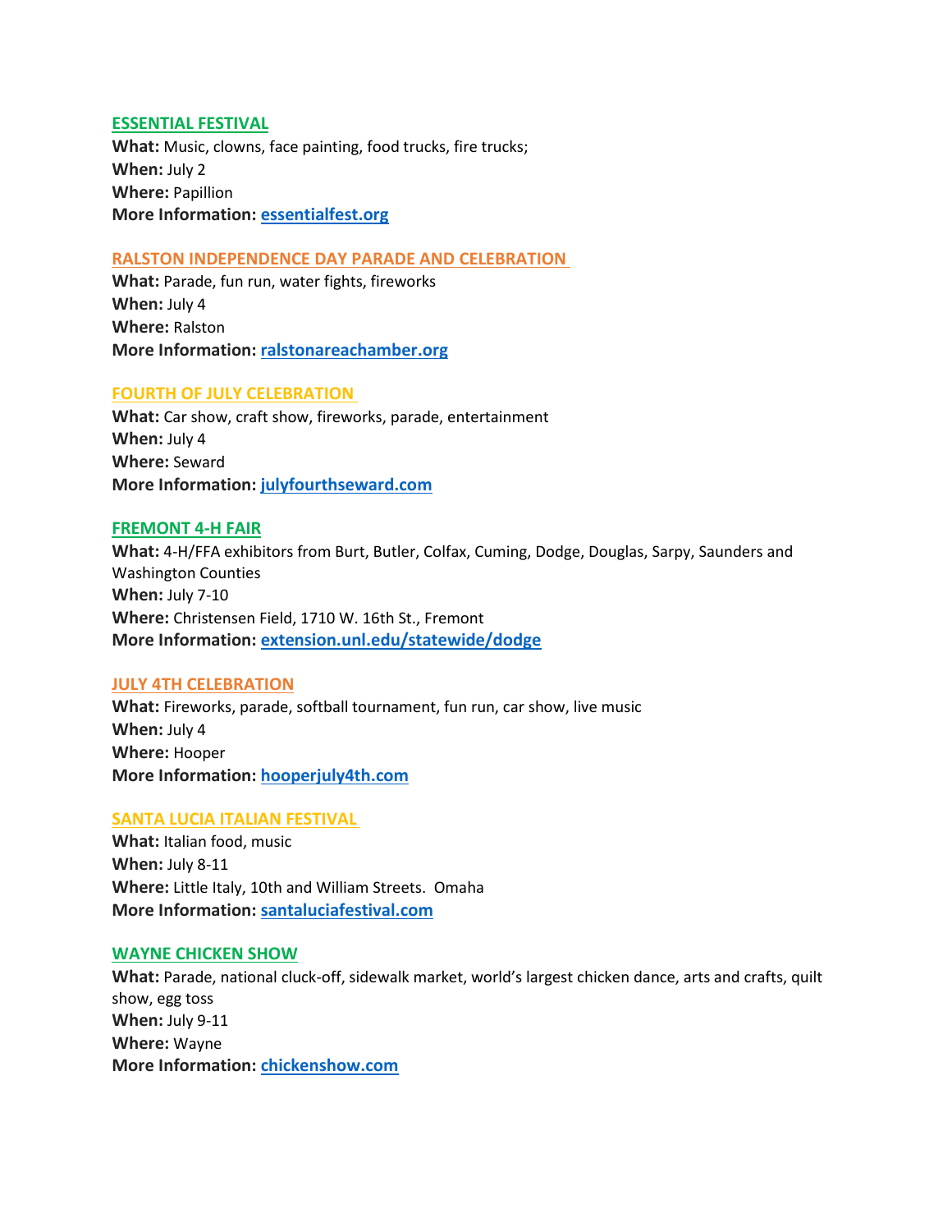### ESSENTIAL FESTIVAL

**What:** Music, clowns, face painting, food trucks, fire trucks;
**When:** July 2
**Where:** Papillion
**More Information:** essentialfest.org

### RALSTON INDEPENDENCE DAY PARADE AND CELEBRATION

**What:** Parade, fun run, water fights, fireworks
**When:** July 4
**Where:** Ralston
**More Information:** ralstonareachamber.org

### FOURTH OF JULY CELEBRATION

**What:** Car show, craft show, fireworks, parade, entertainment
**When:** July 4
**Where:** Seward
**More Information:** julyfourthseward.com

### FREMONT 4-H FAIR

**What:** 4-H/FFA exhibitors from Burt, Butler, Colfax, Cuming, Dodge, Douglas, Sarpy, Saunders and Washington Counties
**When:** July 7-10
**Where:** Christensen Field, 1710 W. 16th St., Fremont
**More Information:** extension.unl.edu/statewide/dodge

### JULY 4TH CELEBRATION

**What:** Fireworks, parade, softball tournament, fun run, car show, live music
**When:** July 4
**Where:** Hooper
**More Information:** hooperjuly4th.com

### SANTA LUCIA ITALIAN FESTIVAL

**What:** Italian food, music
**When:** July 8-11
**Where:** Little Italy, 10th and William Streets. Omaha
**More Information:** santaluciafestival.com

### WAYNE CHICKEN SHOW

**What:** Parade, national cluck-off, sidewalk market, world's largest chicken dance, arts and crafts, quilt show, egg toss
**When:** July 9-11
**Where:** Wayne
**More Information:** chickenshow.com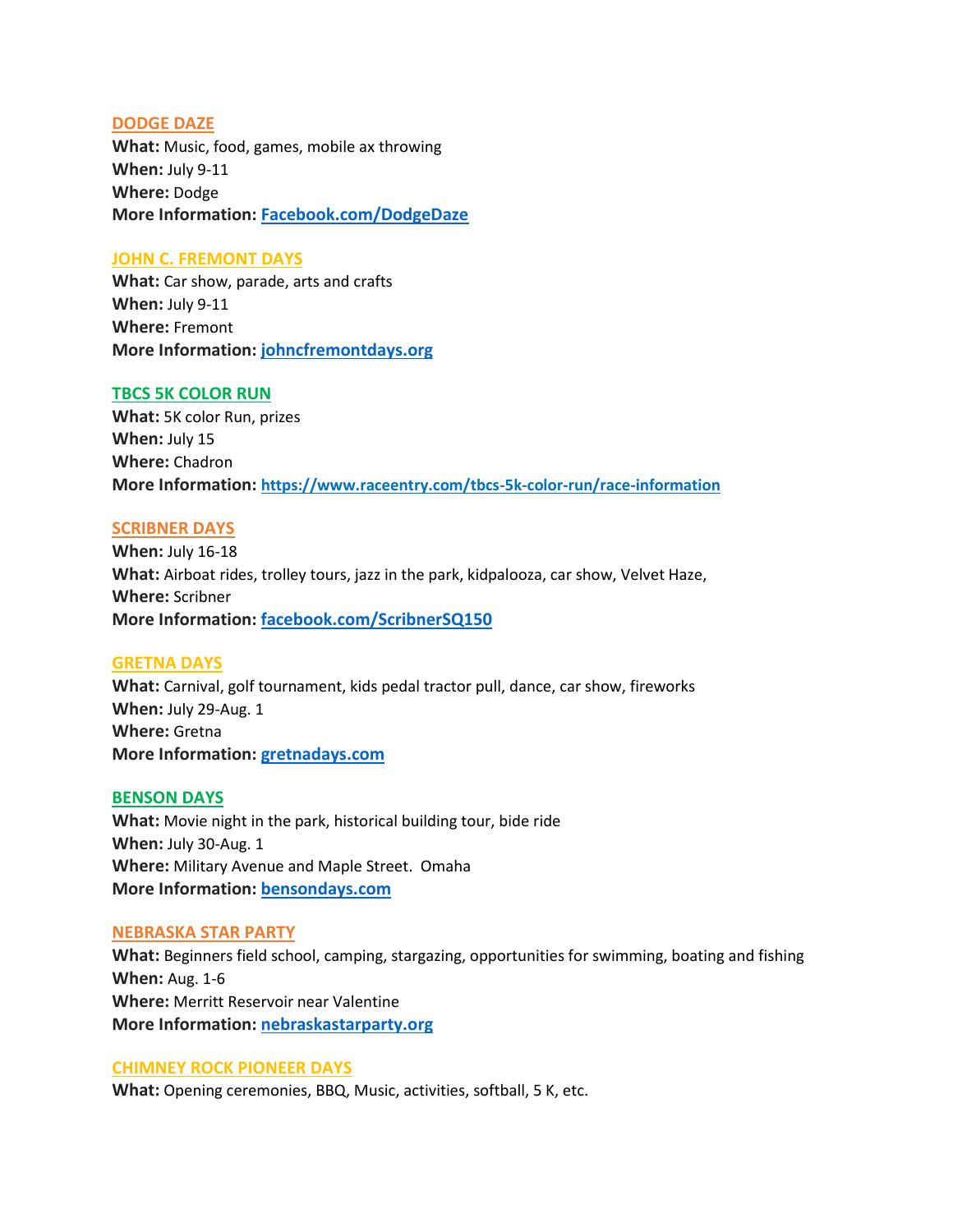### DODGE DAZE

**What:** Music, food, games, mobile ax throwing
**When:** July 9-11
**Where:** Dodge
**More Information:** **Facebook.com/DodgeDaze**

### JOHN C. FREMONT DAYS

**What:** Car show, parade, arts and crafts
**When:** July 9-11
**Where:** Fremont
**More Information:** **johncfremontdays.org**

### TBCS 5K COLOR RUN

**What:** 5K color Run, prizes
**When:** July 15
**Where:** Chadron
**More Information:** **https://www.raceentry.com/tbcs-5k-color-run/race-information**

### SCRIBNER DAYS

**When:** July 16-18
**What:** Airboat rides, trolley tours, jazz in the park, kidpalooza, car show, Velvet Haze,
**Where:** Scribner
**More Information:** **facebook.com/ScribnerSQ150**

### GRETNA DAYS

**What:** Carnival, golf tournament, kids pedal tractor pull, dance, car show, fireworks
**When:** July 29-Aug. 1
**Where:** Gretna
**More Information:** **gretnadays.com**

### BENSON DAYS

**What:** Movie night in the park, historical building tour, bide ride
**When:** July 30-Aug. 1
**Where:** Military Avenue and Maple Street. Omaha
**More Information:** **bensondays.com**

### NEBRASKA STAR PARTY

**What:** Beginners field school, camping, stargazing, opportunities for swimming, boating and fishing
**When:** Aug. 1-6
**Where:** Merritt Reservoir near Valentine
**More Information:** **nebraskastarparty.org**

### CHIMNEY ROCK PIONEER DAYS

**What:** Opening ceremonies, BBQ, Music, activities, softball, 5 K, etc.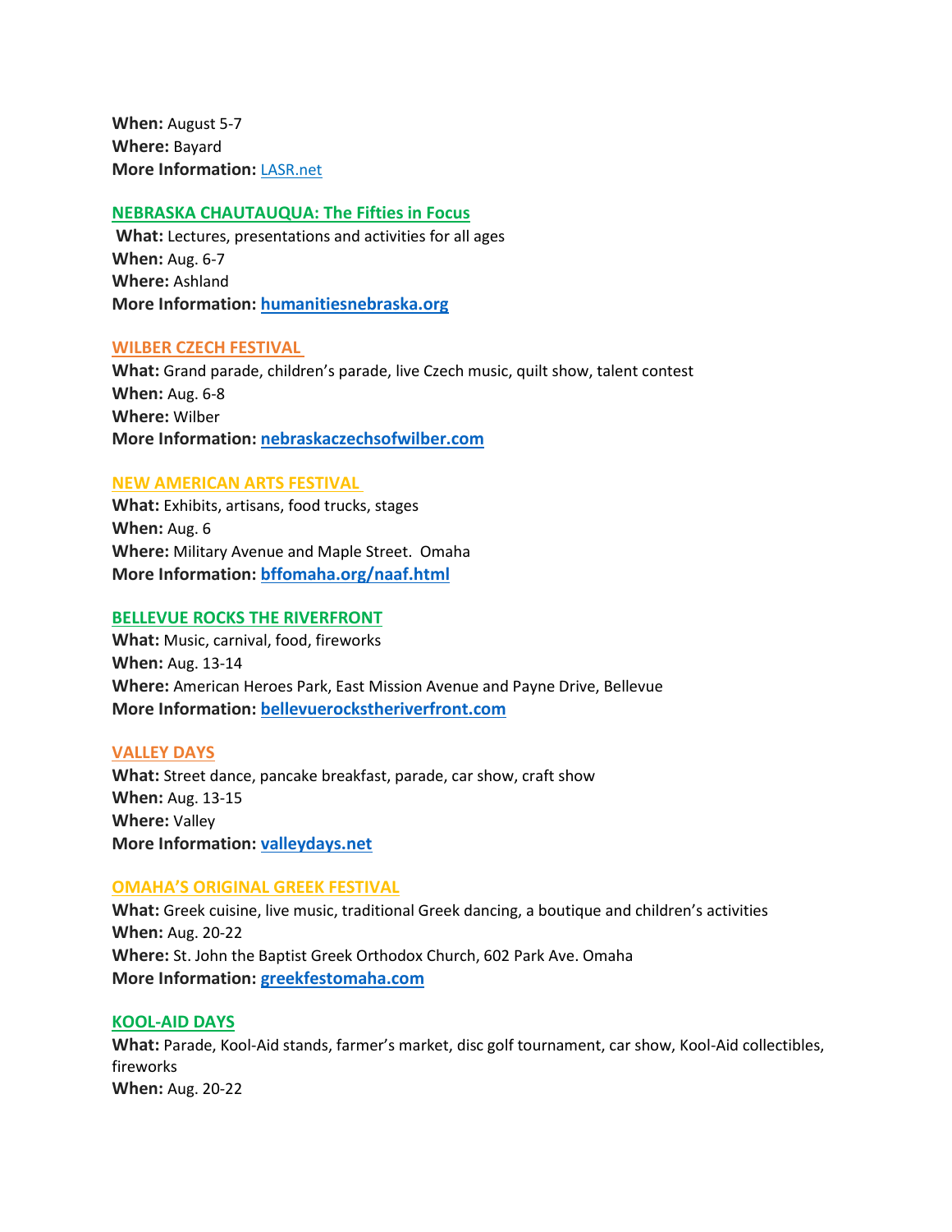**When:** August 5-7
**Where:** Bayard
**More Information:** [LASR.net](LASR.net)

## [NEBRASKA CHAUTAUQUA: The Fifties in Focus]()

**What:** Lectures, presentations and activities for all ages
**When:** Aug. 6-7
**Where:** Ashland
**More Information:** [humanitiesnebraska.org](humanitiesnebraska.org)

## [WILBER CZECH FESTIVAL]()

**What:** Grand parade, children's parade, live Czech music, quilt show, talent contest
**When:** Aug. 6-8
**Where:** Wilber
**More Information:** [nebraskaczechsofwilber.com](nebraskaczechsofwilber.com)

## [NEW AMERICAN ARTS FESTIVAL]()

**What:** Exhibits, artisans, food trucks, stages
**When:** Aug. 6
**Where:** Military Avenue and Maple Street. Omaha
**More Information:** [bffomaha.org/naaf.html](bffomaha.org/naaf.html)

## [BELLEVUE ROCKS THE RIVERFRONT]()

**What:** Music, carnival, food, fireworks
**When:** Aug. 13-14
**Where:** American Heroes Park, East Mission Avenue and Payne Drive, Bellevue
**More Information:** [bellevuerockstheriverfront.com](bellevuerockstheriverfront.com)

## [VALLEY DAYS]()

**What:** Street dance, pancake breakfast, parade, car show, craft show
**When:** Aug. 13-15
**Where:** Valley
**More Information:** [valleydays.net](valleydays.net)

## [OMAHA'S ORIGINAL GREEK FESTIVAL]()

**What:** Greek cuisine, live music, traditional Greek dancing, a boutique and children's activities
**When:** Aug. 20-22
**Where:** St. John the Baptist Greek Orthodox Church, 602 Park Ave. Omaha
**More Information:** [greekfestomaha.com](greekfestomaha.com)

## [KOOL-AID DAYS]()

**What:** Parade, Kool-Aid stands, farmer's market, disc golf tournament, car show, Kool-Aid collectibles, fireworks
**When:** Aug. 20-22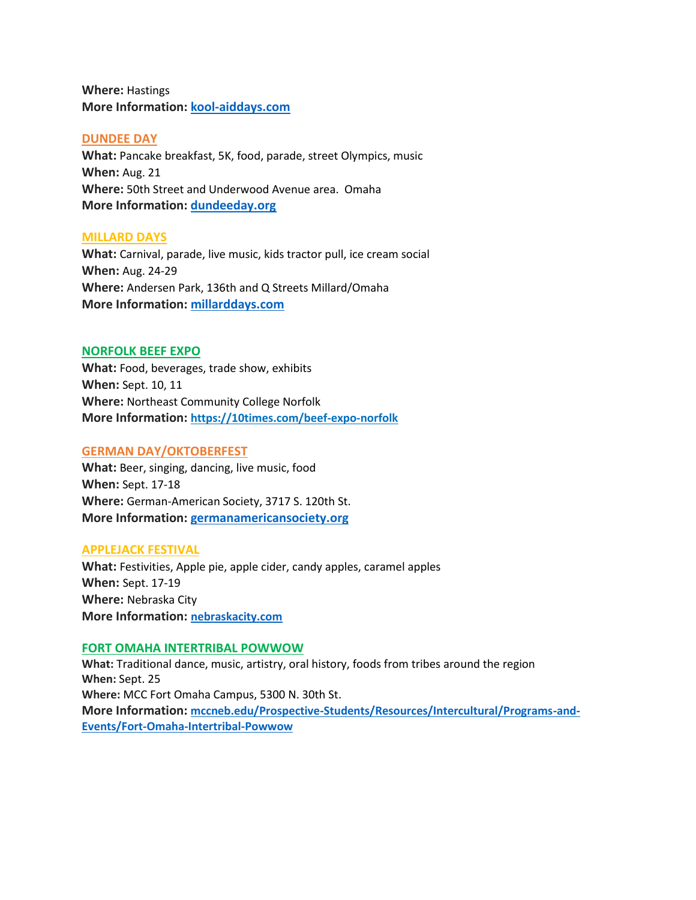**Where:** Hastings
**More Information:** [kool-aiddays.com](kool-aiddays.com)

### [DUNDEE DAY]

**What:** Pancake breakfast, 5K, food, parade, street Olympics, music
**When:** Aug. 21
**Where:** 50th Street and Underwood Avenue area. Omaha
**More Information:** [dundeeday.org](dundeeday.org)

### [MILLARD DAYS]

**What:** Carnival, parade, live music, kids tractor pull, ice cream social
**When:** Aug. 24-29
**Where:** Andersen Park, 136th and Q Streets Millard/Omaha
**More Information:** [millarddays.com](millarddays.com)

### [NORFOLK BEEF EXPO]

**What:** Food, beverages, trade show, exhibits
**When:** Sept. 10, 11
**Where:** Northeast Community College Norfolk
**More Information:** [https://10times.com/beef-expo-norfolk](https://10times.com/beef-expo-norfolk)

### [GERMAN DAY/OKTOBERFEST]

**What:** Beer, singing, dancing, live music, food
**When:** Sept. 17-18
**Where:** German-American Society, 3717 S. 120th St.
**More Information:** [germanamericansociety.org](germanamericansociety.org)

### [APPLEJACK FESTIVAL]

**What:** Festivities, Apple pie, apple cider, candy apples, caramel apples
**When:** Sept. 17-19
**Where:** Nebraska City
**More Information:** [nebraskacity.com](nebraskacity.com)

### [FORT OMAHA INTERTRIBAL POWWOW]

**What:** Traditional dance, music, artistry, oral history, foods from tribes around the region
**When:** Sept. 25
**Where:** MCC Fort Omaha Campus, 5300 N. 30th St.
**More Information:** [mccneb.edu/Prospective-Students/Resources/Intercultural/Programs-and-Events/Fort-Omaha-Intertribal-Powwow](mccneb.edu/Prospective-Students/Resources/Intercultural/Programs-and-Events/Fort-Omaha-Intertribal-Powwow)